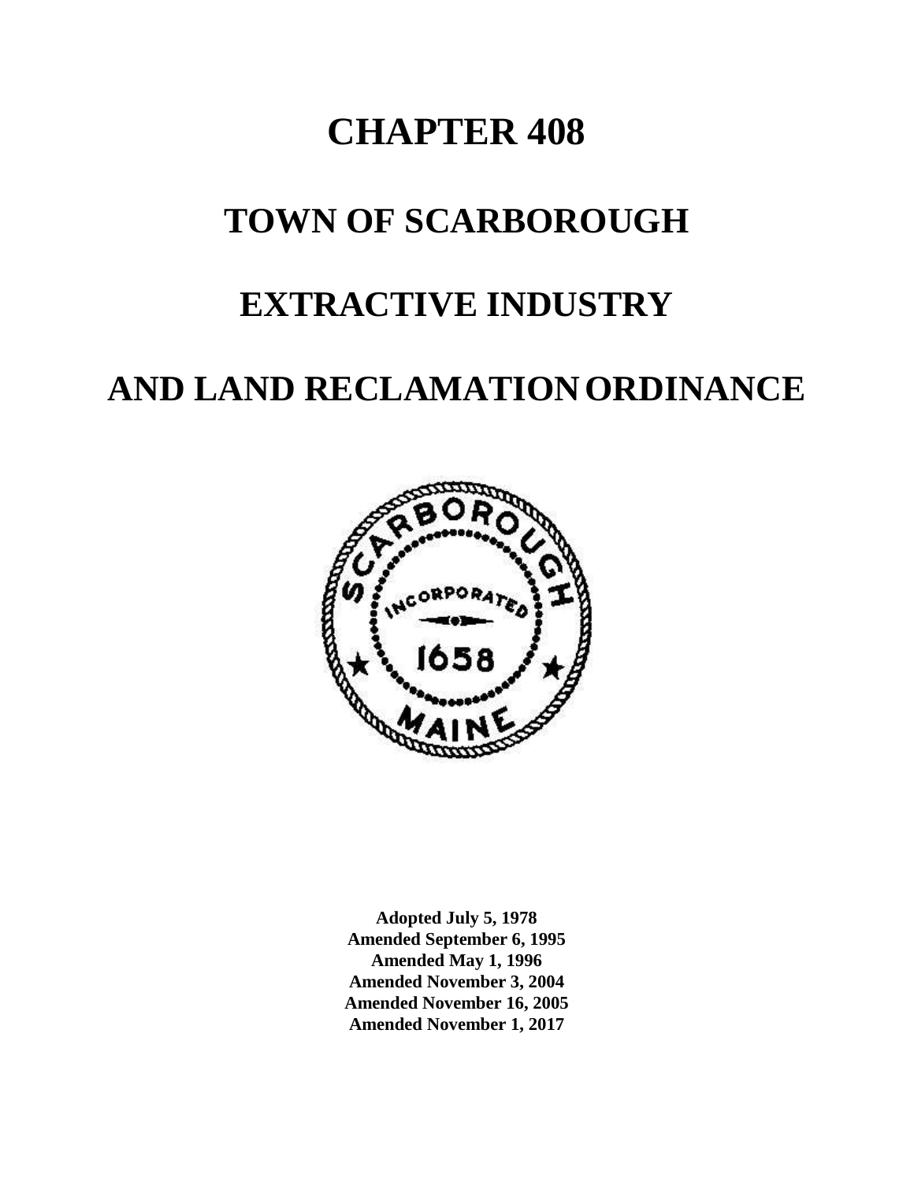# CHAPTER 408

# TOWN OF SCARBOROUGH

# EXTRACTIVE INDUSTRY

# AND LAND RECLAMATION ORDINANCE

**Adopted July 5, 1978**
**Amended September 6, 1995**
**Amended May 1, 1996**
**Amended November 3, 2004**
**Amended November 16, 2005**
**Amended November 1, 2017**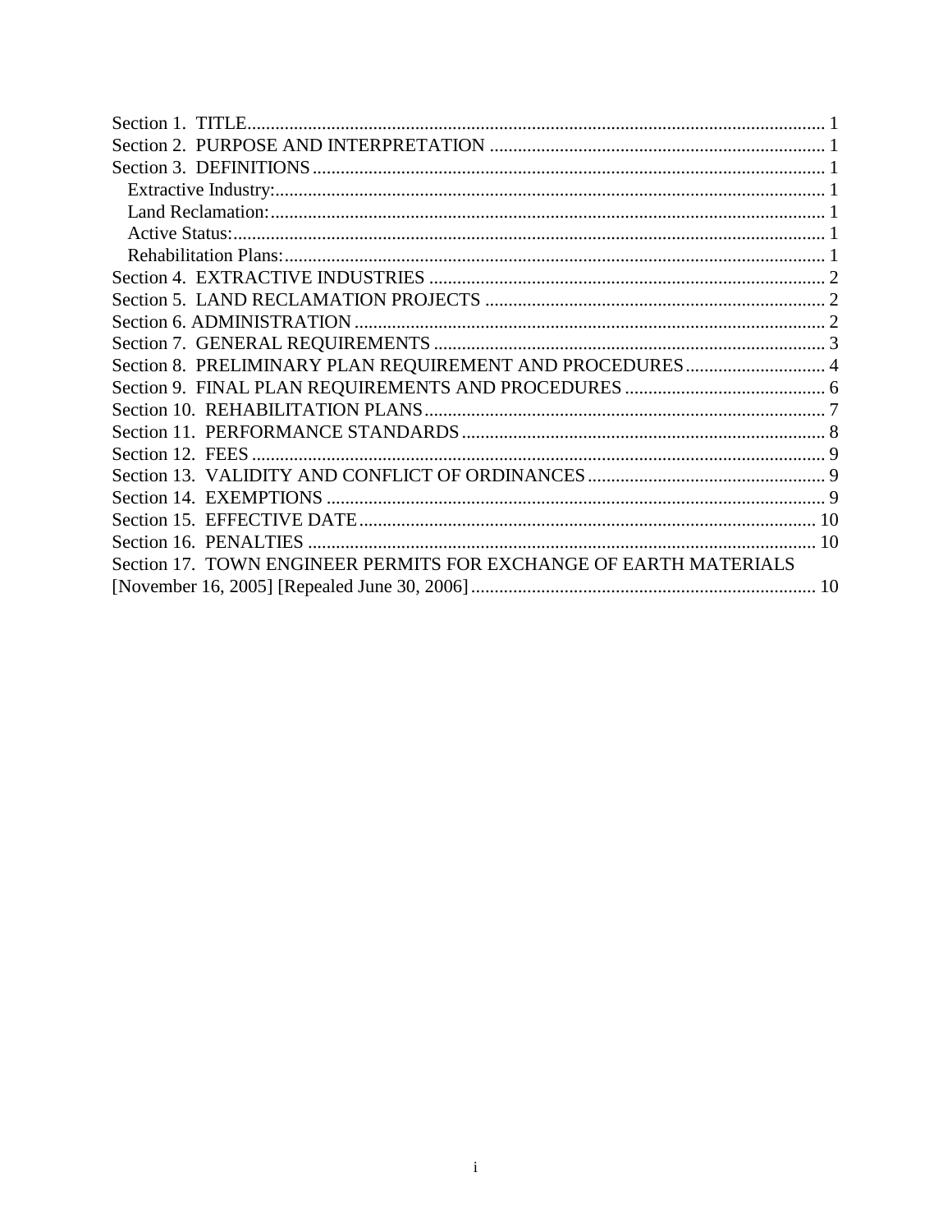Section 1. TITLE ........................................................................................................................ 1
Section 2. PURPOSE AND INTERPRETATION ........................................................................ 1
Section 3. DEFINITIONS .............................................................................................................. 1
  Extractive Industry: ...................................................................................................................... 1
  Land Reclamation: ....................................................................................................................... 1
  Active Status: ............................................................................................................................... 1
  Rehabilitation Plans: .................................................................................................................... 1
Section 4. EXTRACTIVE INDUSTRIES ..................................................................................... 2
Section 5. LAND RECLAMATION PROJECTS ......................................................................... 2
Section 6. ADMINISTRATION ..................................................................................................... 2
Section 7. GENERAL REQUIREMENTS .................................................................................... 3
Section 8. PRELIMINARY PLAN REQUIREMENT AND PROCEDURES .............................. 4
Section 9. FINAL PLAN REQUIREMENTS AND PROCEDURES ........................................... 6
Section 10. REHABILITATION PLANS ...................................................................................... 7
Section 11. PERFORMANCE STANDARDS ............................................................................... 8
Section 12. FEES ............................................................................................................................ 9
Section 13. VALIDITY AND CONFLICT OF ORDINANCES .................................................... 9
Section 14. EXEMPTIONS ............................................................................................................ 9
Section 15. EFFECTIVE DATE .................................................................................................. 10
Section 16. PENALTIES ............................................................................................................. 10
Section 17. TOWN ENGINEER PERMITS FOR EXCHANGE OF EARTH MATERIALS [November 16, 2005] [Repealed June 30, 2006] ......................................................................... 10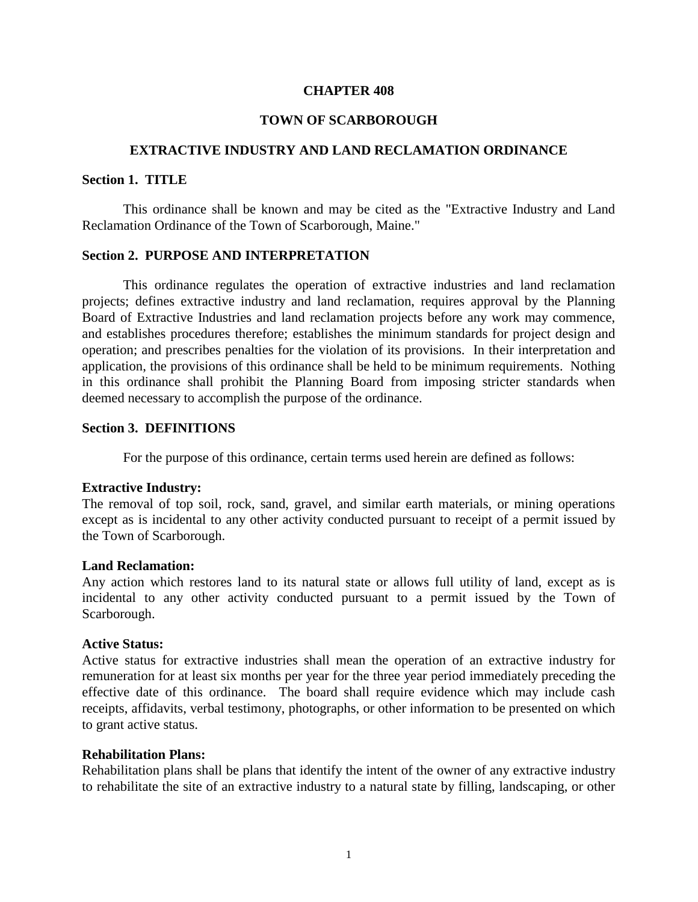**CHAPTER 408**

**TOWN OF SCARBOROUGH**

**EXTRACTIVE INDUSTRY AND LAND RECLAMATION ORDINANCE**

**Section 1. TITLE**

This ordinance shall be known and may be cited as the "Extractive Industry and Land Reclamation Ordinance of the Town of Scarborough, Maine."

**Section 2. PURPOSE AND INTERPRETATION**

This ordinance regulates the operation of extractive industries and land reclamation projects; defines extractive industry and land reclamation, requires approval by the Planning Board of Extractive Industries and land reclamation projects before any work may commence, and establishes procedures therefore; establishes the minimum standards for project design and operation; and prescribes penalties for the violation of its provisions. In their interpretation and application, the provisions of this ordinance shall be held to be minimum requirements. Nothing in this ordinance shall prohibit the Planning Board from imposing stricter standards when deemed necessary to accomplish the purpose of the ordinance.

**Section 3. DEFINITIONS**

For the purpose of this ordinance, certain terms used herein are defined as follows:

**Extractive Industry:**
The removal of top soil, rock, sand, gravel, and similar earth materials, or mining operations except as is incidental to any other activity conducted pursuant to receipt of a permit issued by the Town of Scarborough.

**Land Reclamation:**
Any action which restores land to its natural state or allows full utility of land, except as is incidental to any other activity conducted pursuant to a permit issued by the Town of Scarborough.

**Active Status:**
Active status for extractive industries shall mean the operation of an extractive industry for remuneration for at least six months per year for the three year period immediately preceding the effective date of this ordinance. The board shall require evidence which may include cash receipts, affidavits, verbal testimony, photographs, or other information to be presented on which to grant active status.

**Rehabilitation Plans:**
Rehabilitation plans shall be plans that identify the intent of the owner of any extractive industry to rehabilitate the site of an extractive industry to a natural state by filling, landscaping, or other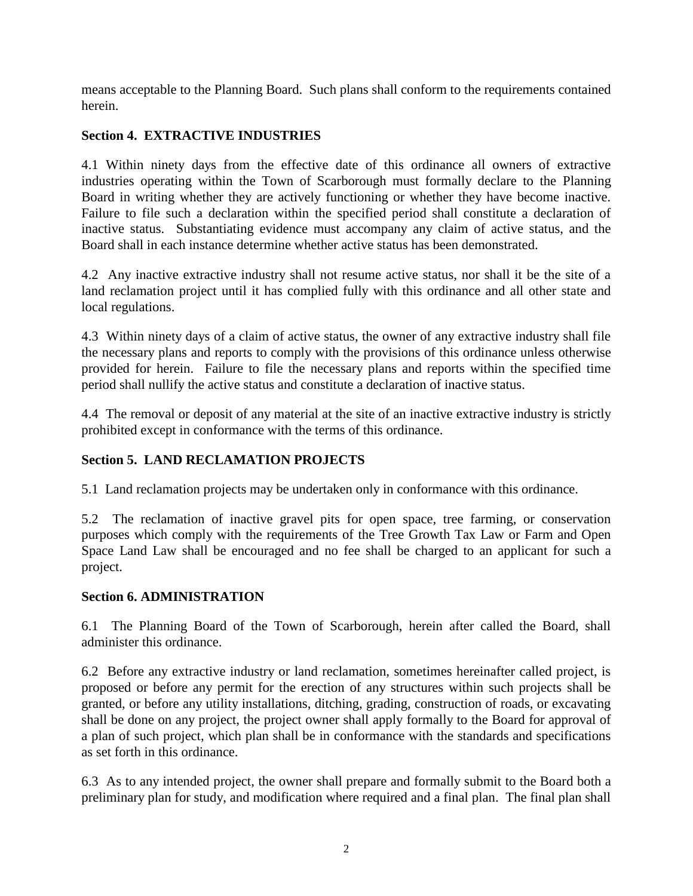means acceptable to the Planning Board. Such plans shall conform to the requirements contained herein.

**Section 4. EXTRACTIVE INDUSTRIES**

4.1 Within ninety days from the effective date of this ordinance all owners of extractive industries operating within the Town of Scarborough must formally declare to the Planning Board in writing whether they are actively functioning or whether they have become inactive. Failure to file such a declaration within the specified period shall constitute a declaration of inactive status. Substantiating evidence must accompany any claim of active status, and the Board shall in each instance determine whether active status has been demonstrated.

4.2 Any inactive extractive industry shall not resume active status, nor shall it be the site of a land reclamation project until it has complied fully with this ordinance and all other state and local regulations.

4.3 Within ninety days of a claim of active status, the owner of any extractive industry shall file the necessary plans and reports to comply with the provisions of this ordinance unless otherwise provided for herein. Failure to file the necessary plans and reports within the specified time period shall nullify the active status and constitute a declaration of inactive status.

4.4 The removal or deposit of any material at the site of an inactive extractive industry is strictly prohibited except in conformance with the terms of this ordinance.

**Section 5. LAND RECLAMATION PROJECTS**

5.1 Land reclamation projects may be undertaken only in conformance with this ordinance.

5.2 The reclamation of inactive gravel pits for open space, tree farming, or conservation purposes which comply with the requirements of the Tree Growth Tax Law or Farm and Open Space Land Law shall be encouraged and no fee shall be charged to an applicant for such a project.

**Section 6. ADMINISTRATION**

6.1 The Planning Board of the Town of Scarborough, herein after called the Board, shall administer this ordinance.

6.2 Before any extractive industry or land reclamation, sometimes hereinafter called project, is proposed or before any permit for the erection of any structures within such projects shall be granted, or before any utility installations, ditching, grading, construction of roads, or excavating shall be done on any project, the project owner shall apply formally to the Board for approval of a plan of such project, which plan shall be in conformance with the standards and specifications as set forth in this ordinance.

6.3 As to any intended project, the owner shall prepare and formally submit to the Board both a preliminary plan for study, and modification where required and a final plan. The final plan shall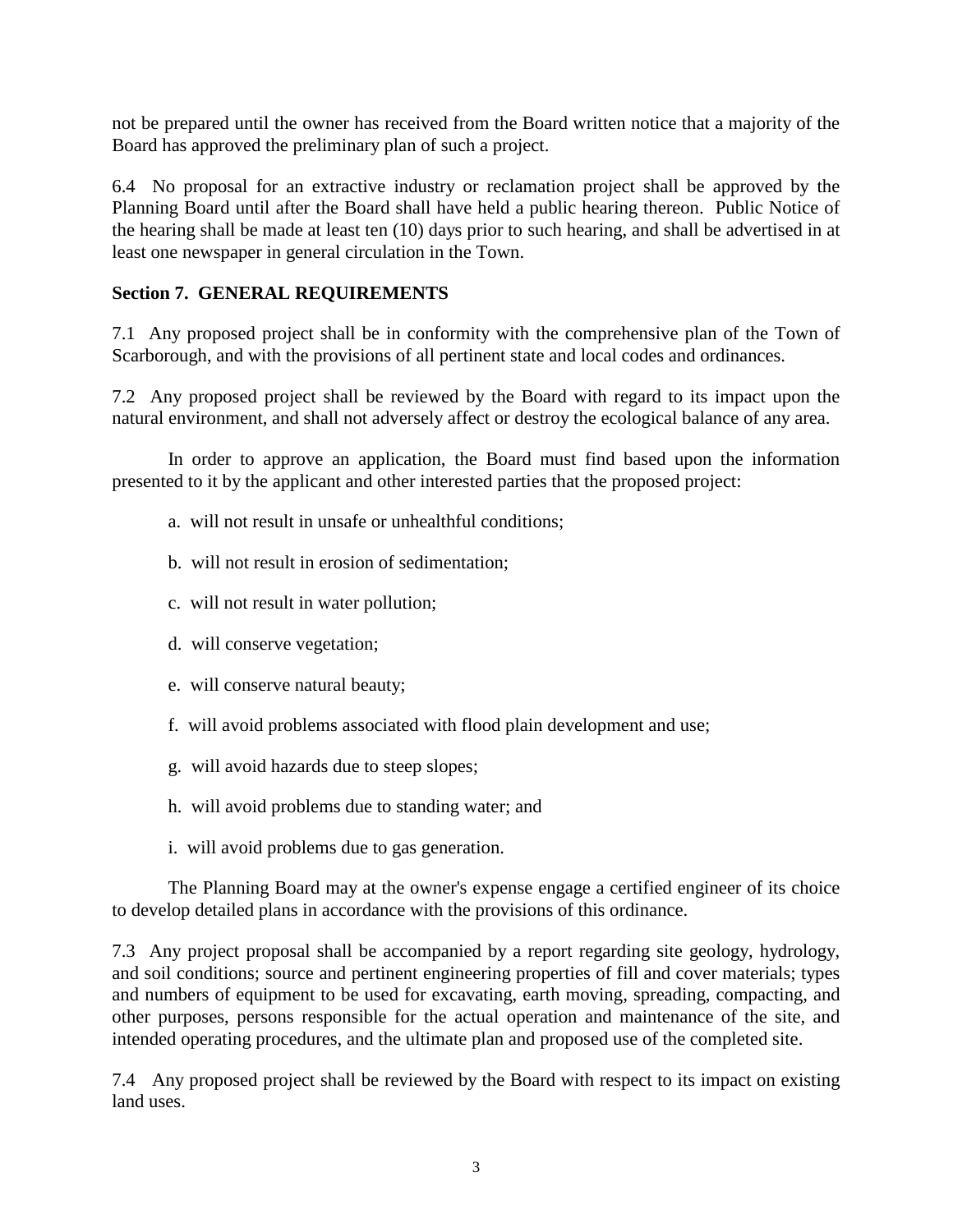not be prepared until the owner has received from the Board written notice that a majority of the Board has approved the preliminary plan of such a project.

6.4 No proposal for an extractive industry or reclamation project shall be approved by the Planning Board until after the Board shall have held a public hearing thereon. Public Notice of the hearing shall be made at least ten (10) days prior to such hearing, and shall be advertised in at least one newspaper in general circulation in the Town.

**Section 7. GENERAL REQUIREMENTS**

7.1 Any proposed project shall be in conformity with the comprehensive plan of the Town of Scarborough, and with the provisions of all pertinent state and local codes and ordinances.

7.2 Any proposed project shall be reviewed by the Board with regard to its impact upon the natural environment, and shall not adversely affect or destroy the ecological balance of any area.

In order to approve an application, the Board must find based upon the information presented to it by the applicant and other interested parties that the proposed project:

a. will not result in unsafe or unhealthful conditions;

b. will not result in erosion of sedimentation;

c. will not result in water pollution;

d. will conserve vegetation;

e. will conserve natural beauty;

f. will avoid problems associated with flood plain development and use;

g. will avoid hazards due to steep slopes;

h. will avoid problems due to standing water; and

i. will avoid problems due to gas generation.

The Planning Board may at the owner's expense engage a certified engineer of its choice to develop detailed plans in accordance with the provisions of this ordinance.

7.3 Any project proposal shall be accompanied by a report regarding site geology, hydrology, and soil conditions; source and pertinent engineering properties of fill and cover materials; types and numbers of equipment to be used for excavating, earth moving, spreading, compacting, and other purposes, persons responsible for the actual operation and maintenance of the site, and intended operating procedures, and the ultimate plan and proposed use of the completed site.

7.4 Any proposed project shall be reviewed by the Board with respect to its impact on existing land uses.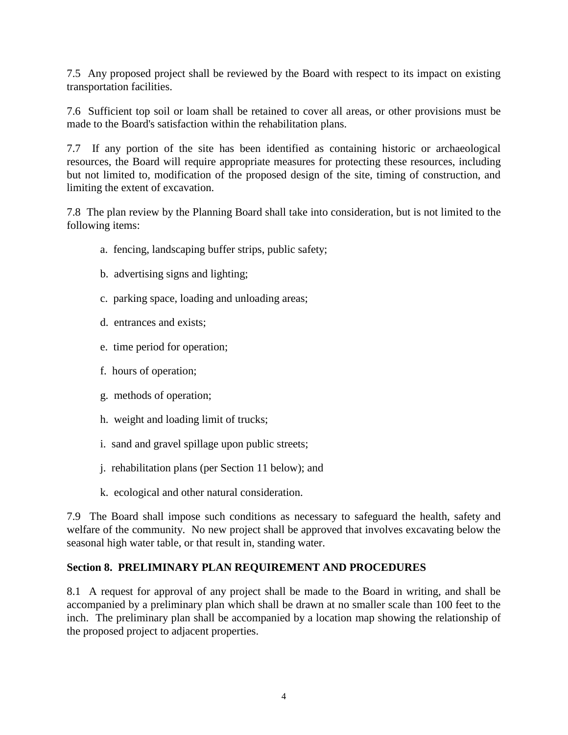7.5 Any proposed project shall be reviewed by the Board with respect to its impact on existing transportation facilities.

7.6 Sufficient top soil or loam shall be retained to cover all areas, or other provisions must be made to the Board's satisfaction within the rehabilitation plans.

7.7 If any portion of the site has been identified as containing historic or archaeological resources, the Board will require appropriate measures for protecting these resources, including but not limited to, modification of the proposed design of the site, timing of construction, and limiting the extent of excavation.

7.8 The plan review by the Planning Board shall take into consideration, but is not limited to the following items:

a. fencing, landscaping buffer strips, public safety;

b. advertising signs and lighting;

c. parking space, loading and unloading areas;

d. entrances and exists;

e. time period for operation;

f. hours of operation;

g. methods of operation;

h. weight and loading limit of trucks;

i. sand and gravel spillage upon public streets;

j. rehabilitation plans (per Section 11 below); and

k. ecological and other natural consideration.

7.9 The Board shall impose such conditions as necessary to safeguard the health, safety and welfare of the community. No new project shall be approved that involves excavating below the seasonal high water table, or that result in, standing water.

**Section 8. PRELIMINARY PLAN REQUIREMENT AND PROCEDURES**

8.1 A request for approval of any project shall be made to the Board in writing, and shall be accompanied by a preliminary plan which shall be drawn at no smaller scale than 100 feet to the inch. The preliminary plan shall be accompanied by a location map showing the relationship of the proposed project to adjacent properties.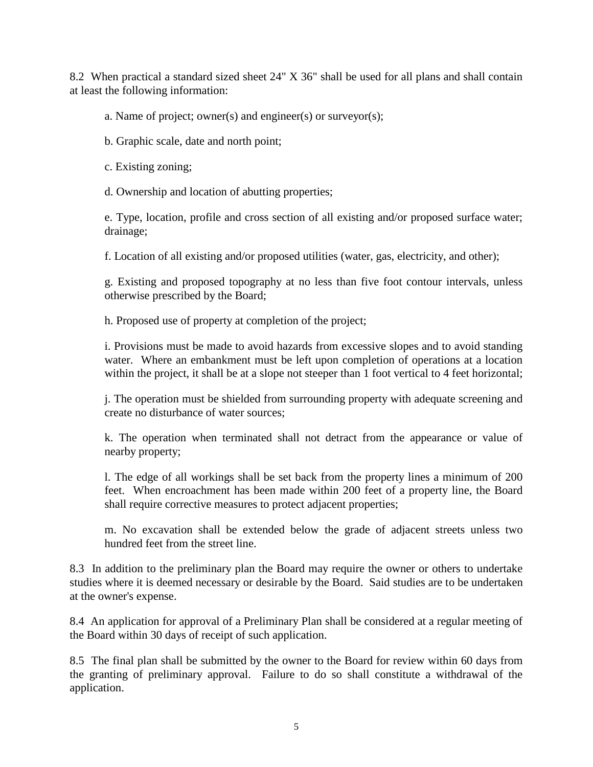8.2 When practical a standard sized sheet 24" X 36" shall be used for all plans and shall contain at least the following information:

a. Name of project; owner(s) and engineer(s) or surveyor(s);

b. Graphic scale, date and north point;

c. Existing zoning;

d. Ownership and location of abutting properties;

e. Type, location, profile and cross section of all existing and/or proposed surface water; drainage;

f. Location of all existing and/or proposed utilities (water, gas, electricity, and other);

g. Existing and proposed topography at no less than five foot contour intervals, unless otherwise prescribed by the Board;

h. Proposed use of property at completion of the project;

i. Provisions must be made to avoid hazards from excessive slopes and to avoid standing water. Where an embankment must be left upon completion of operations at a location within the project, it shall be at a slope not steeper than 1 foot vertical to 4 feet horizontal;

j. The operation must be shielded from surrounding property with adequate screening and create no disturbance of water sources;

k. The operation when terminated shall not detract from the appearance or value of nearby property;

l. The edge of all workings shall be set back from the property lines a minimum of 200 feet. When encroachment has been made within 200 feet of a property line, the Board shall require corrective measures to protect adjacent properties;

m. No excavation shall be extended below the grade of adjacent streets unless two hundred feet from the street line.

8.3 In addition to the preliminary plan the Board may require the owner or others to undertake studies where it is deemed necessary or desirable by the Board. Said studies are to be undertaken at the owner's expense.

8.4 An application for approval of a Preliminary Plan shall be considered at a regular meeting of the Board within 30 days of receipt of such application.

8.5 The final plan shall be submitted by the owner to the Board for review within 60 days from the granting of preliminary approval. Failure to do so shall constitute a withdrawal of the application.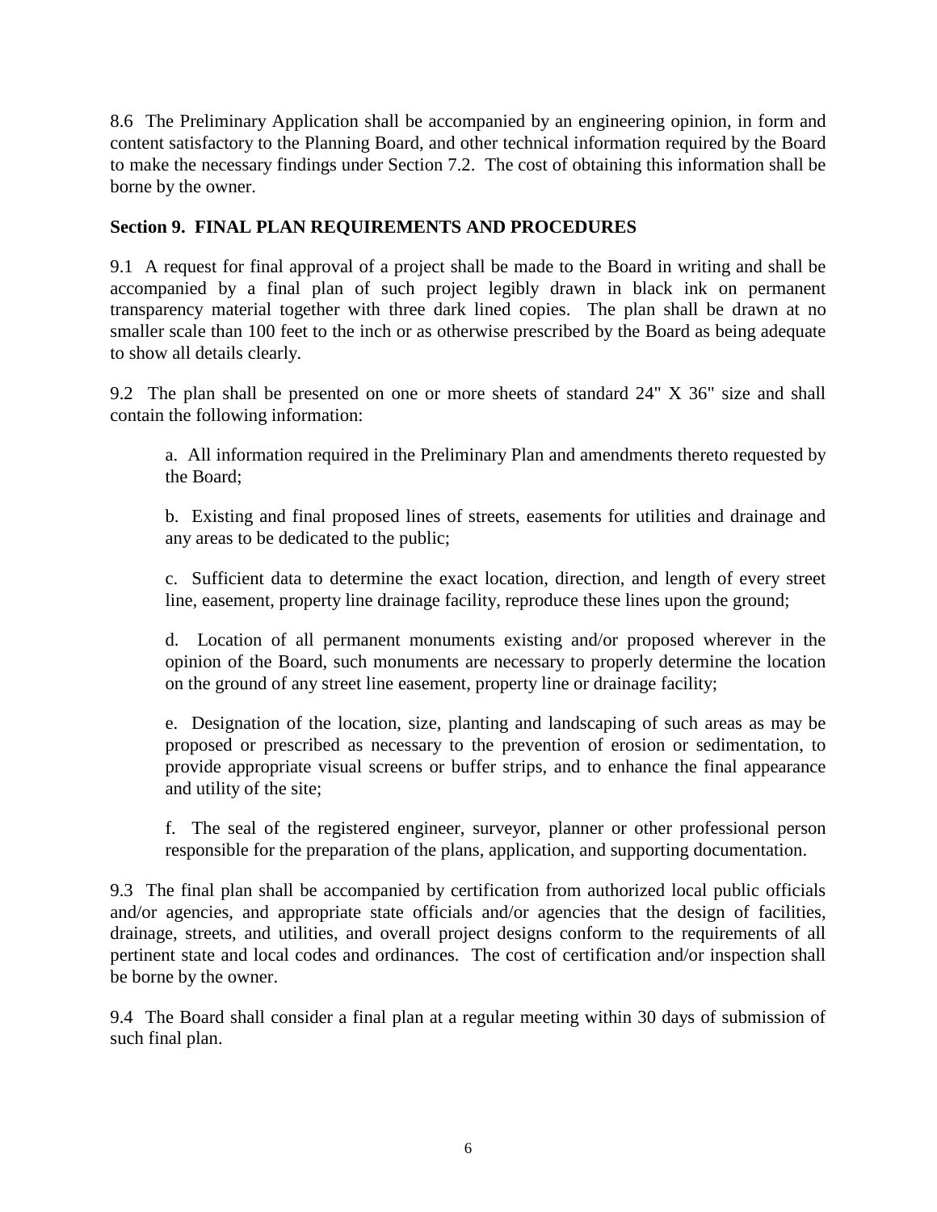8.6 The Preliminary Application shall be accompanied by an engineering opinion, in form and content satisfactory to the Planning Board, and other technical information required by the Board to make the necessary findings under Section 7.2. The cost of obtaining this information shall be borne by the owner.

**Section 9. FINAL PLAN REQUIREMENTS AND PROCEDURES**

9.1 A request for final approval of a project shall be made to the Board in writing and shall be accompanied by a final plan of such project legibly drawn in black ink on permanent transparency material together with three dark lined copies. The plan shall be drawn at no smaller scale than 100 feet to the inch or as otherwise prescribed by the Board as being adequate to show all details clearly.

9.2 The plan shall be presented on one or more sheets of standard 24" X 36" size and shall contain the following information:

a. All information required in the Preliminary Plan and amendments thereto requested by the Board;

b. Existing and final proposed lines of streets, easements for utilities and drainage and any areas to be dedicated to the public;

c. Sufficient data to determine the exact location, direction, and length of every street line, easement, property line drainage facility, reproduce these lines upon the ground;

d. Location of all permanent monuments existing and/or proposed wherever in the opinion of the Board, such monuments are necessary to properly determine the location on the ground of any street line easement, property line or drainage facility;

e. Designation of the location, size, planting and landscaping of such areas as may be proposed or prescribed as necessary to the prevention of erosion or sedimentation, to provide appropriate visual screens or buffer strips, and to enhance the final appearance and utility of the site;

f. The seal of the registered engineer, surveyor, planner or other professional person responsible for the preparation of the plans, application, and supporting documentation.

9.3 The final plan shall be accompanied by certification from authorized local public officials and/or agencies, and appropriate state officials and/or agencies that the design of facilities, drainage, streets, and utilities, and overall project designs conform to the requirements of all pertinent state and local codes and ordinances. The cost of certification and/or inspection shall be borne by the owner.

9.4 The Board shall consider a final plan at a regular meeting within 30 days of submission of such final plan.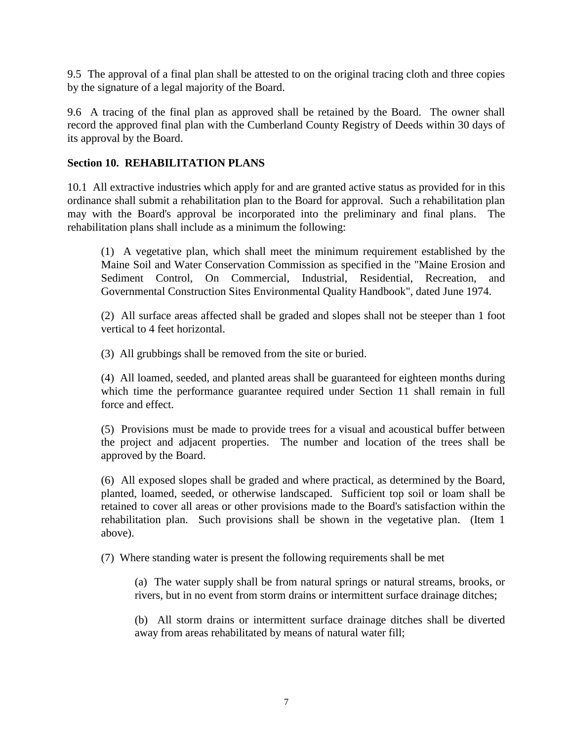9.5 The approval of a final plan shall be attested to on the original tracing cloth and three copies by the signature of a legal majority of the Board.

9.6 A tracing of the final plan as approved shall be retained by the Board. The owner shall record the approved final plan with the Cumberland County Registry of Deeds within 30 days of its approval by the Board.

**Section 10. REHABILITATION PLANS**

10.1 All extractive industries which apply for and are granted active status as provided for in this ordinance shall submit a rehabilitation plan to the Board for approval. Such a rehabilitation plan may with the Board's approval be incorporated into the preliminary and final plans. The rehabilitation plans shall include as a minimum the following:

> (1) A vegetative plan, which shall meet the minimum requirement established by the Maine Soil and Water Conservation Commission as specified in the "Maine Erosion and Sediment Control, On Commercial, Industrial, Residential, Recreation, and Governmental Construction Sites Environmental Quality Handbook", dated June 1974.
>
> (2) All surface areas affected shall be graded and slopes shall not be steeper than 1 foot vertical to 4 feet horizontal.
>
> (3) All grubbings shall be removed from the site or buried.
>
> (4) All loamed, seeded, and planted areas shall be guaranteed for eighteen months during which time the performance guarantee required under Section 11 shall remain in full force and effect.
>
> (5) Provisions must be made to provide trees for a visual and acoustical buffer between the project and adjacent properties. The number and location of the trees shall be approved by the Board.
>
> (6) All exposed slopes shall be graded and where practical, as determined by the Board, planted, loamed, seeded, or otherwise landscaped. Sufficient top soil or loam shall be retained to cover all areas or other provisions made to the Board's satisfaction within the rehabilitation plan. Such provisions shall be shown in the vegetative plan. (Item 1 above).
>
> (7) Where standing water is present the following requirements shall be met
>
> > (a) The water supply shall be from natural springs or natural streams, brooks, or rivers, but in no event from storm drains or intermittent surface drainage ditches;
> >
> > (b) All storm drains or intermittent surface drainage ditches shall be diverted away from areas rehabilitated by means of natural water fill;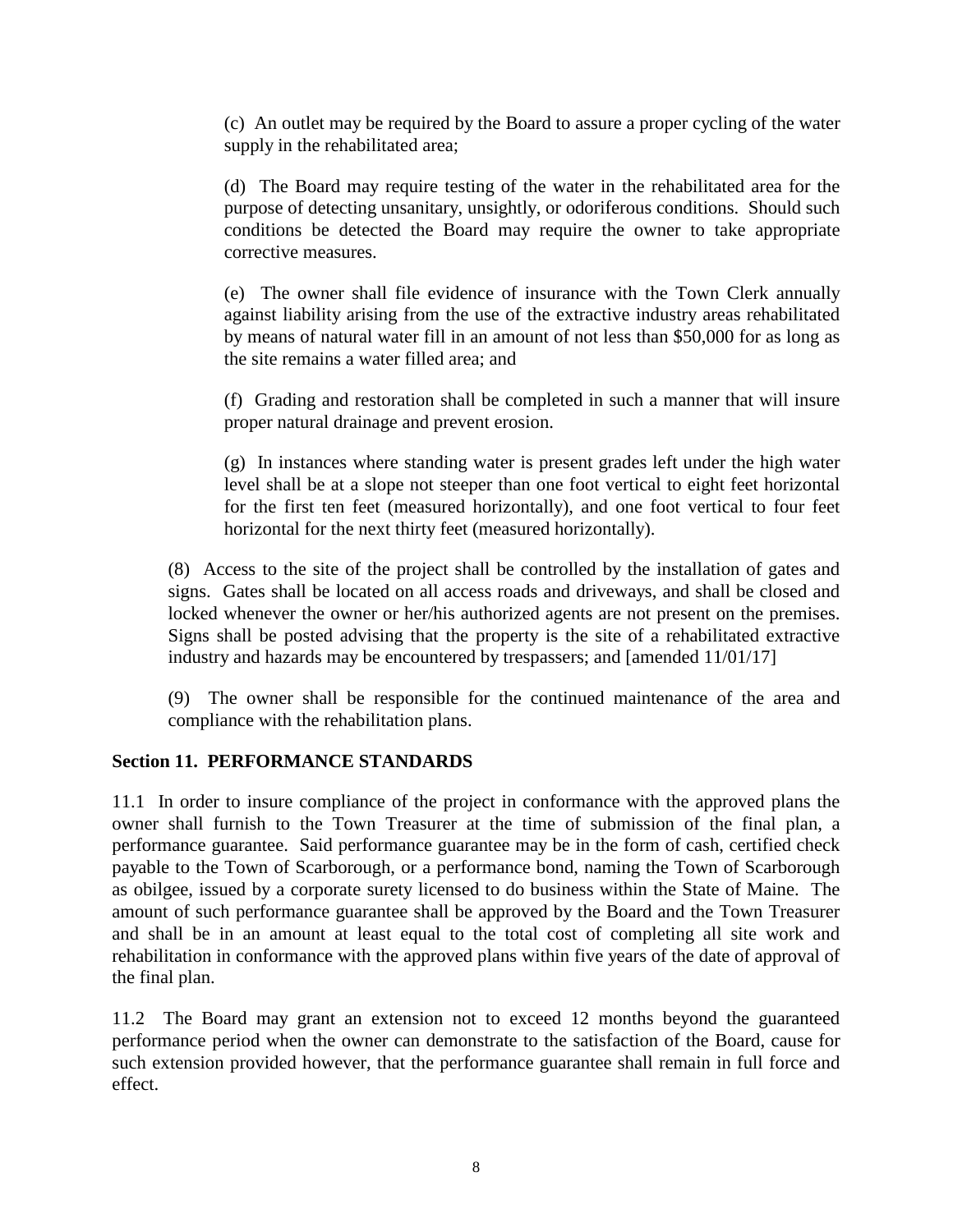(c) An outlet may be required by the Board to assure a proper cycling of the water supply in the rehabilitated area;

(d) The Board may require testing of the water in the rehabilitated area for the purpose of detecting unsanitary, unsightly, or odoriferous conditions. Should such conditions be detected the Board may require the owner to take appropriate corrective measures.

(e) The owner shall file evidence of insurance with the Town Clerk annually against liability arising from the use of the extractive industry areas rehabilitated by means of natural water fill in an amount of not less than $50,000 for as long as the site remains a water filled area; and

(f) Grading and restoration shall be completed in such a manner that will insure proper natural drainage and prevent erosion.

(g) In instances where standing water is present grades left under the high water level shall be at a slope not steeper than one foot vertical to eight feet horizontal for the first ten feet (measured horizontally), and one foot vertical to four feet horizontal for the next thirty feet (measured horizontally).

(8) Access to the site of the project shall be controlled by the installation of gates and signs. Gates shall be located on all access roads and driveways, and shall be closed and locked whenever the owner or her/his authorized agents are not present on the premises. Signs shall be posted advising that the property is the site of a rehabilitated extractive industry and hazards may be encountered by trespassers; and [amended 11/01/17]

(9) The owner shall be responsible for the continued maintenance of the area and compliance with the rehabilitation plans.

**Section 11. PERFORMANCE STANDARDS**

11.1 In order to insure compliance of the project in conformance with the approved plans the owner shall furnish to the Town Treasurer at the time of submission of the final plan, a performance guarantee. Said performance guarantee may be in the form of cash, certified check payable to the Town of Scarborough, or a performance bond, naming the Town of Scarborough as obilgee, issued by a corporate surety licensed to do business within the State of Maine. The amount of such performance guarantee shall be approved by the Board and the Town Treasurer and shall be in an amount at least equal to the total cost of completing all site work and rehabilitation in conformance with the approved plans within five years of the date of approval of the final plan.

11.2 The Board may grant an extension not to exceed 12 months beyond the guaranteed performance period when the owner can demonstrate to the satisfaction of the Board, cause for such extension provided however, that the performance guarantee shall remain in full force and effect.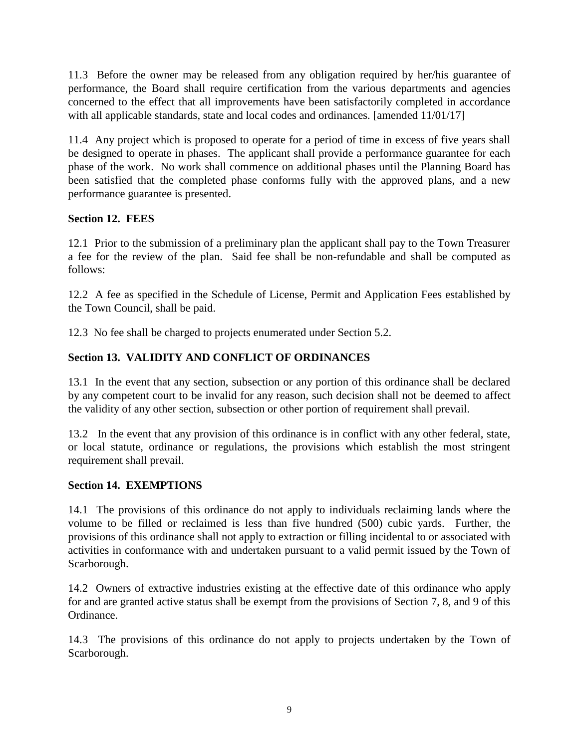11.3 Before the owner may be released from any obligation required by her/his guarantee of performance, the Board shall require certification from the various departments and agencies concerned to the effect that all improvements have been satisfactorily completed in accordance with all applicable standards, state and local codes and ordinances. [amended 11/01/17]

11.4 Any project which is proposed to operate for a period of time in excess of five years shall be designed to operate in phases. The applicant shall provide a performance guarantee for each phase of the work. No work shall commence on additional phases until the Planning Board has been satisfied that the completed phase conforms fully with the approved plans, and a new performance guarantee is presented.

**Section 12. FEES**

12.1 Prior to the submission of a preliminary plan the applicant shall pay to the Town Treasurer a fee for the review of the plan. Said fee shall be non-refundable and shall be computed as follows:

12.2 A fee as specified in the Schedule of License, Permit and Application Fees established by the Town Council, shall be paid.

12.3 No fee shall be charged to projects enumerated under Section 5.2.

**Section 13. VALIDITY AND CONFLICT OF ORDINANCES**

13.1 In the event that any section, subsection or any portion of this ordinance shall be declared by any competent court to be invalid for any reason, such decision shall not be deemed to affect the validity of any other section, subsection or other portion of requirement shall prevail.

13.2 In the event that any provision of this ordinance is in conflict with any other federal, state, or local statute, ordinance or regulations, the provisions which establish the most stringent requirement shall prevail.

**Section 14. EXEMPTIONS**

14.1 The provisions of this ordinance do not apply to individuals reclaiming lands where the volume to be filled or reclaimed is less than five hundred (500) cubic yards. Further, the provisions of this ordinance shall not apply to extraction or filling incidental to or associated with activities in conformance with and undertaken pursuant to a valid permit issued by the Town of Scarborough.

14.2 Owners of extractive industries existing at the effective date of this ordinance who apply for and are granted active status shall be exempt from the provisions of Section 7, 8, and 9 of this Ordinance.

14.3 The provisions of this ordinance do not apply to projects undertaken by the Town of Scarborough.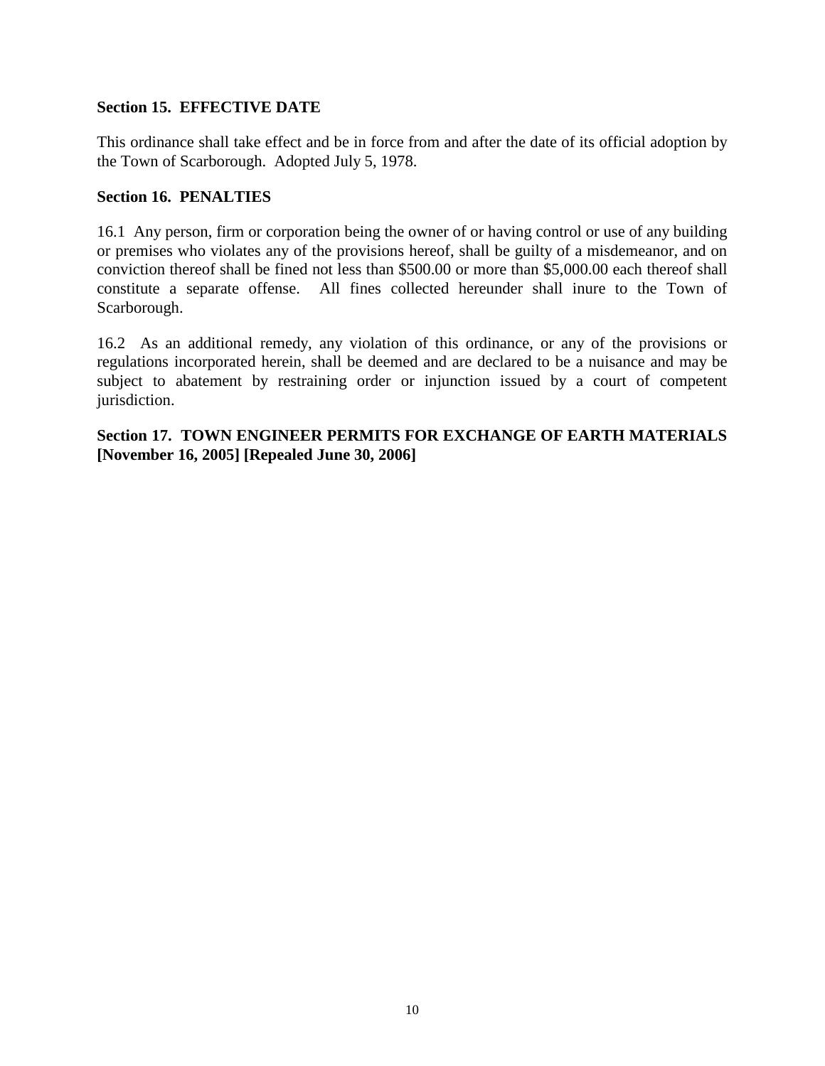**Section 15. EFFECTIVE DATE**

This ordinance shall take effect and be in force from and after the date of its official adoption by the Town of Scarborough. Adopted July 5, 1978.

**Section 16. PENALTIES**

16.1 Any person, firm or corporation being the owner of or having control or use of any building or premises who violates any of the provisions hereof, shall be guilty of a misdemeanor, and on conviction thereof shall be fined not less than $500.00 or more than $5,000.00 each thereof shall constitute a separate offense. All fines collected hereunder shall inure to the Town of Scarborough.

16.2 As an additional remedy, any violation of this ordinance, or any of the provisions or regulations incorporated herein, shall be deemed and are declared to be a nuisance and may be subject to abatement by restraining order or injunction issued by a court of competent jurisdiction.

**Section 17. TOWN ENGINEER PERMITS FOR EXCHANGE OF EARTH MATERIALS [November 16, 2005] [Repealed June 30, 2006]**